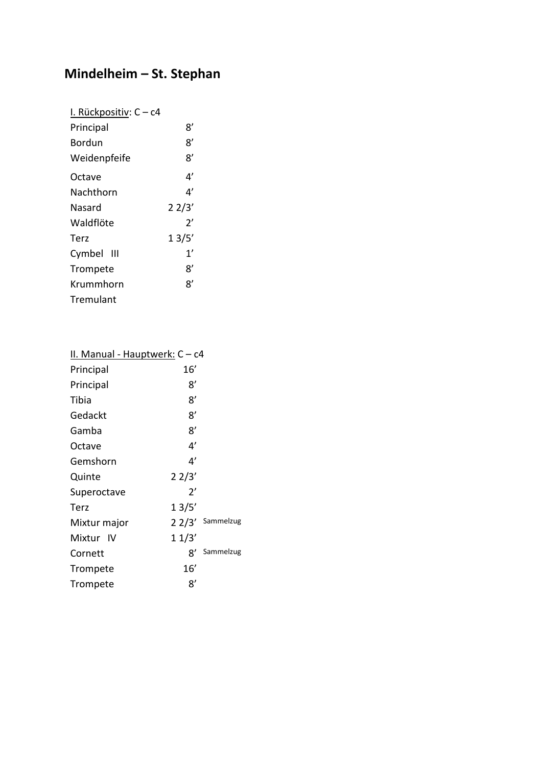# Mindelheim – St. Stephan

<u>I. Rückpositiv</u>: C – c4

| | |
|---|---|
| Principal | 8’ |
| Bordun | 8’ |
| Weidenpfeife | 8’ |
| Octave | 4’ |
| Nachthorn | 4’ |
| Nasard | 2 2/3’ |
| Waldflöte | 2’ |
| Terz | 1 3/5’ |
| Cymbel III | 1’ |
| Trompete | 8’ |
| Krummhorn | 8’ |
| Tremulant | |

<u>II. Manual - Hauptwerk:</u> C – c4

| | | |
|---|---|---|
| Principal | 16’ | |
| Principal | 8’ | |
| Tibia | 8’ | |
| Gedackt | 8’ | |
| Gamba | 8’ | |
| Octave | 4’ | |
| Gemshorn | 4’ | |
| Quinte | 2 2/3’ | |
| Superoctave | 2’ | |
| Terz | 1 3/5’ | |
| Mixtur major | 2 2/3’ | Sammelzug |
| Mixtur IV | 1 1/3’ | |
| Cornett | 8’ | Sammelzug |
| Trompete | 16’ | |
| Trompete | 8’ | |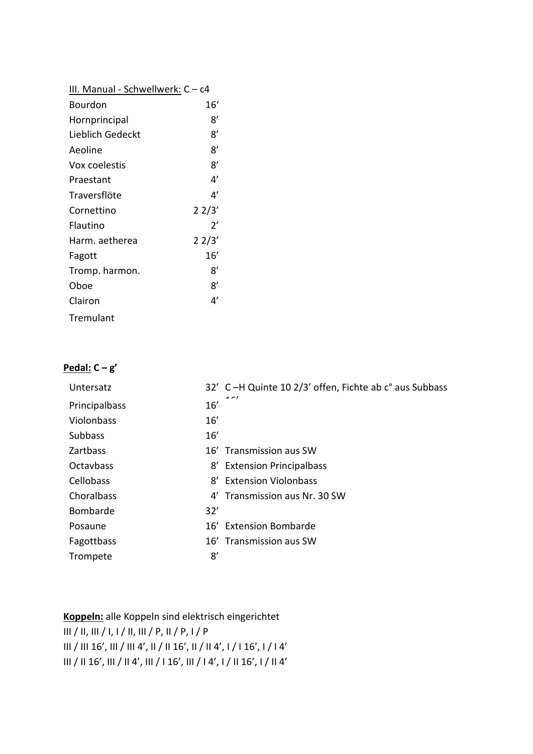III. Manual - Schwellwerk: C – c4

| | |
|---|---|
| Bourdon | 16' |
| Hornprincipal | 8' |
| Lieblich Gedeckt | 8' |
| Aeoline | 8' |
| Vox coelestis | 8' |
| Praestant | 4' |
| Traversflöte | 4' |
| Cornettino | 2 2/3' |
| Flautino | 2' |
| Harm. aetherea | 2 2/3' |
| Fagott | 16' |
| Tromp. harmon. | 8' |
| Oboe | 8' |
| Clairon | 4' |
| Tremulant | |

**Pedal: C – g'**

| | | |
|---|---|---|
| Untersatz | 32' | C –H Quinte 10 2/3' offen, Fichte ab c° aus Subbass 16' |
| Principalbass | 16' | |
| Violonbass | 16' | |
| Subbass | 16' | |
| Zartbass | 16' | Transmission aus SW |
| Octavbass | 8' | Extension Principalbass |
| Cellobass | 8' | Extension Violonbass |
| Choralbass | 4' | Transmission aus Nr. 30 SW |
| Bombarde | 32' | |
| Posaune | 16' | Extension Bombarde |
| Fagottbass | 16' | Transmission aus SW |
| Trompete | 8' | |

**Koppeln:** alle Koppeln sind elektrisch eingerichtet
III / II, III / I, I / II, III / P, II / P, I / P
III / III 16', III / III 4', II / II 16', II / II 4', I / I 16', I / I 4'
III / II 16', III / II 4', III / I 16', III / I 4', I / II 16', I / II 4'